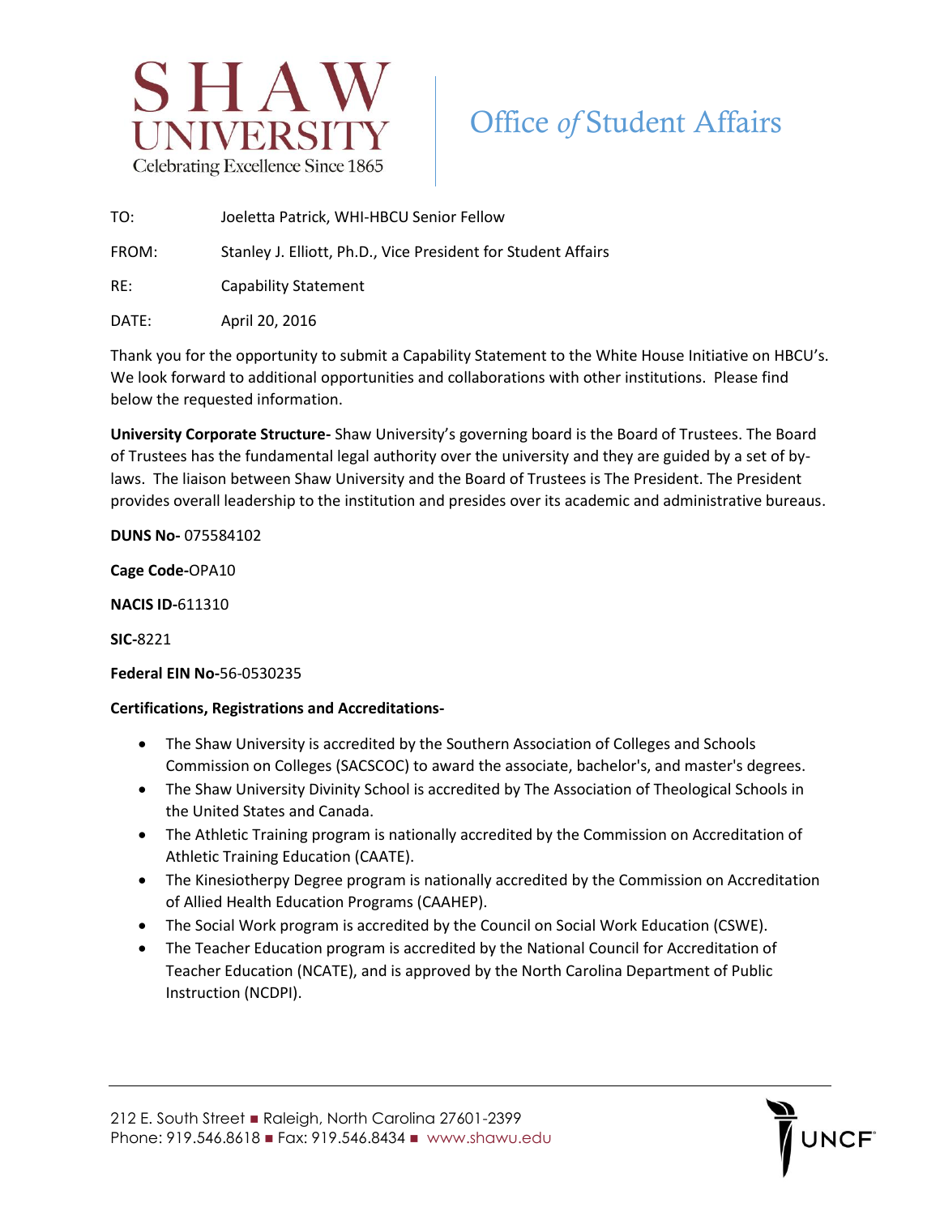# SHAW UNIVERSITY

Celebrating Excellence Since 1865

## Office *of* Student Affairs

TO: Joeletta Patrick, WHI-HBCU Senior Fellow

FROM: Stanley J. Elliott, Ph.D., Vice President for Student Affairs

RE: Capability Statement

DATE: April 20, 2016

Thank you for the opportunity to submit a Capability Statement to the White House Initiative on HBCU's. We look forward to additional opportunities and collaborations with other institutions. Please find below the requested information.

**University Corporate Structure-** Shaw University's governing board is the Board of Trustees. The Board of Trustees has the fundamental legal authority over the university and they are guided by a set of by-laws. The liaison between Shaw University and the Board of Trustees is The President. The President provides overall leadership to the institution and presides over its academic and administrative bureaus.

**DUNS No-** 075584102

**Cage Code-**OPA10

**NACIS ID-**611310

**SIC-**8221

**Federal EIN No-**56-0530235

**Certifications, Registrations and Accreditations-**

- The Shaw University is accredited by the Southern Association of Colleges and Schools Commission on Colleges (SACSCOC) to award the associate, bachelor's, and master's degrees.
- The Shaw University Divinity School is accredited by The Association of Theological Schools in the United States and Canada.
- The Athletic Training program is nationally accredited by the Commission on Accreditation of Athletic Training Education (CAATE).
- The Kinesiotherpy Degree program is nationally accredited by the Commission on Accreditation of Allied Health Education Programs (CAAHEP).
- The Social Work program is accredited by the Council on Social Work Education (CSWE).
- The Teacher Education program is accredited by the National Council for Accreditation of Teacher Education (NCATE), and is approved by the North Carolina Department of Public Instruction (NCDPI).

212 E. South Street ■ Raleigh, North Carolina 27601-2399
Phone: 919.546.8618 ■ Fax: 919.546.8434 ■ www.shawu.edu

UNCF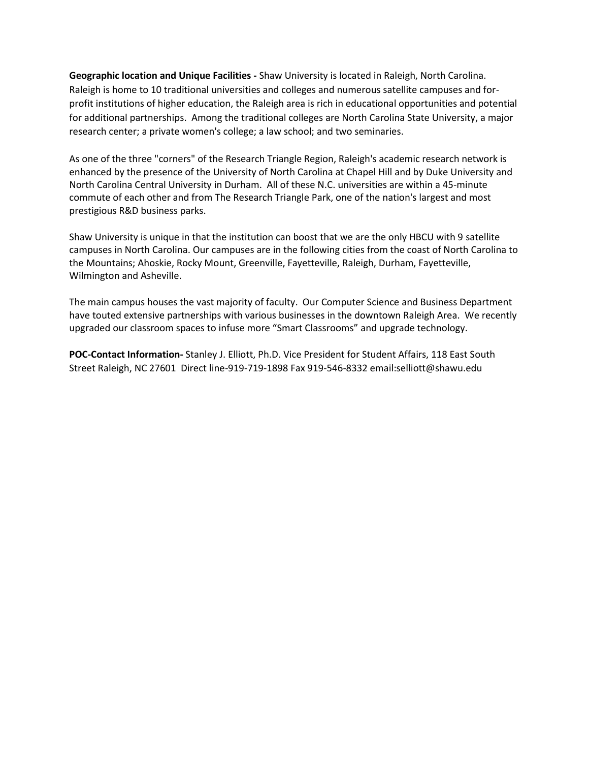**Geographic location and Unique Facilities -** Shaw University is located in Raleigh, North Carolina. Raleigh is home to 10 traditional universities and colleges and numerous satellite campuses and for-profit institutions of higher education, the Raleigh area is rich in educational opportunities and potential for additional partnerships. Among the traditional colleges are North Carolina State University, a major research center; a private women's college; a law school; and two seminaries.

As one of the three "corners" of the Research Triangle Region, Raleigh's academic research network is enhanced by the presence of the University of North Carolina at Chapel Hill and by Duke University and North Carolina Central University in Durham. All of these N.C. universities are within a 45-minute commute of each other and from The Research Triangle Park, one of the nation's largest and most prestigious R&D business parks.

Shaw University is unique in that the institution can boost that we are the only HBCU with 9 satellite campuses in North Carolina. Our campuses are in the following cities from the coast of North Carolina to the Mountains; Ahoskie, Rocky Mount, Greenville, Fayetteville, Raleigh, Durham, Fayetteville, Wilmington and Asheville.

The main campus houses the vast majority of faculty. Our Computer Science and Business Department have touted extensive partnerships with various businesses in the downtown Raleigh Area. We recently upgraded our classroom spaces to infuse more "Smart Classrooms" and upgrade technology.

**POC-Contact Information-** Stanley J. Elliott, Ph.D. Vice President for Student Affairs, 118 East South Street Raleigh, NC 27601 Direct line-919-719-1898 Fax 919-546-8332 email:selliott@shawu.edu